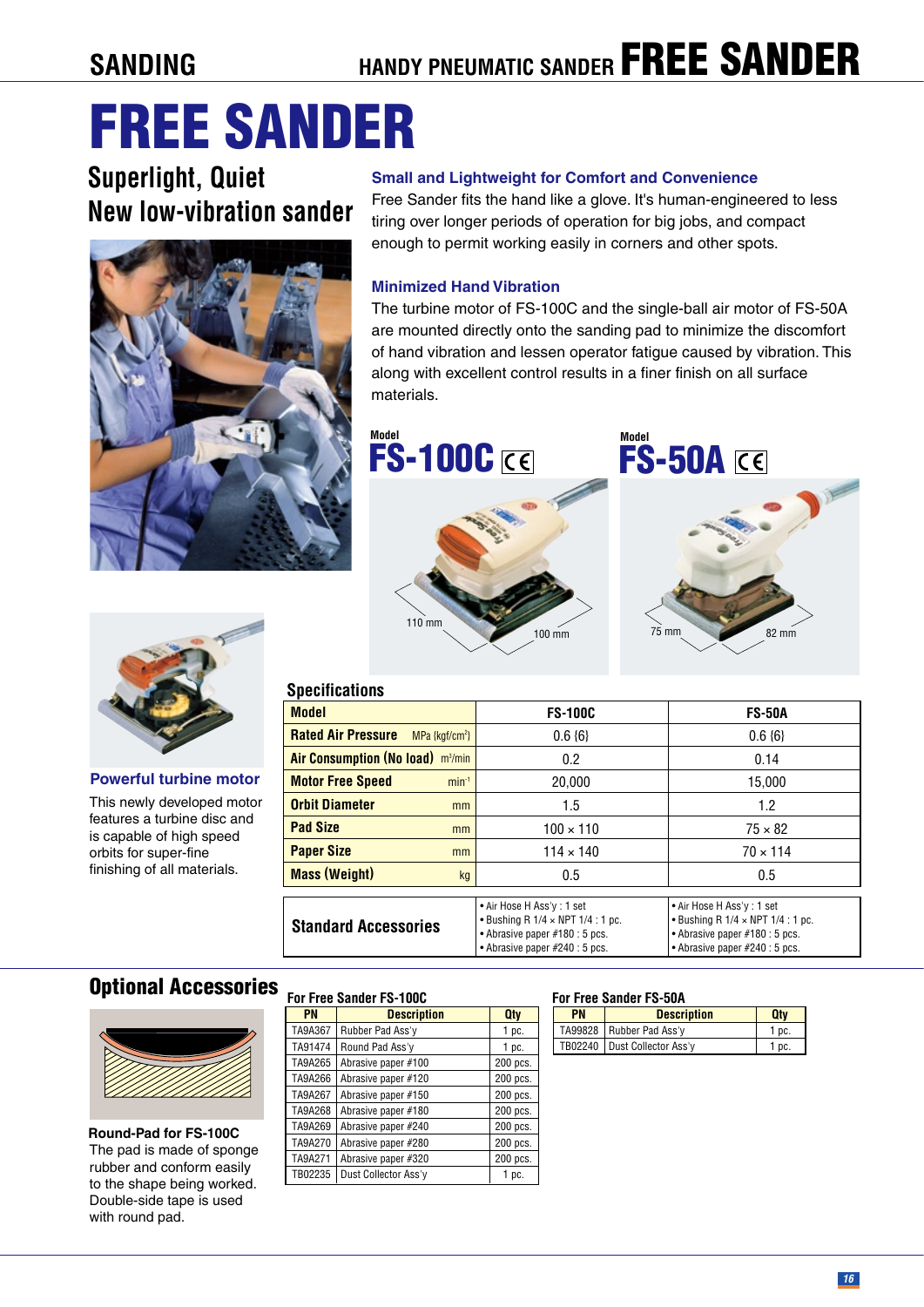SANDING

HANDY PNEUMATIC SANDER **FREE SANDER**

# FREE SANDER

## Superlight, Quiet
## New low-vibration sander

### Small and Lightweight for Comfort and Convenience

Free Sander fits the hand like a glove. It's human-engineered to less tiring over longer periods of operation for big jobs, and compact enough to permit working easily in corners and other spots.

### Minimized Hand Vibration

The turbine motor of FS-100C and the single-ball air motor of FS-50A are mounted directly onto the sanding pad to minimize the discomfort of hand vibration and lessen operator fatigue caused by vibration. This along with excellent control results in a finer finish on all surface materials.

Model **FS-100C** CE

110 mm
100 mm

Model **FS-50A** CE

75 mm
82 mm

### Powerful turbine motor

This newly developed motor features a turbine disc and is capable of high speed orbits for super-fine finishing of all materials.

### Specifications

| Model | FS-100C | FS-50A |
|---|---|---|
| Rated Air Pressure MPa {kgf/cm²} | 0.6 {6} | 0.6 {6} |
| Air Consumption (No load) m³/min | 0.2 | 0.14 |
| Motor Free Speed min⁻¹ | 20,000 | 15,000 |
| Orbit Diameter mm | 1.5 | 1.2 |
| Pad Size mm | 100 × 110 | 75 × 82 |
| Paper Size mm | 114 × 140 | 70 × 114 |
| Mass (Weight) kg | 0.5 | 0.5 |
| Standard Accessories | • Air Hose H Ass'y : 1 set<br>• Bushing R 1/4 × NPT 1/4 : 1 pc.<br>• Abrasive paper #180 : 5 pcs.<br>• Abrasive paper #240 : 5 pcs. | • Air Hose H Ass'y : 1 set<br>• Bushing R 1/4 × NPT 1/4 : 1 pc.<br>• Abrasive paper #180 : 5 pcs.<br>• Abrasive paper #240 : 5 pcs. |

## Optional Accessories

**Round-Pad for FS-100C**
The pad is made of sponge rubber and conform easily to the shape being worked. Double-side tape is used with round pad.

### For Free Sander FS-100C

| PN | Description | Qty |
|---|---|---|
| TA9A367 | Rubber Pad Ass'y | 1 pc. |
| TA91474 | Round Pad Ass'y | 1 pc. |
| TA9A265 | Abrasive paper #100 | 200 pcs. |
| TA9A266 | Abrasive paper #120 | 200 pcs. |
| TA9A267 | Abrasive paper #150 | 200 pcs. |
| TA9A268 | Abrasive paper #180 | 200 pcs. |
| TA9A269 | Abrasive paper #240 | 200 pcs. |
| TA9A270 | Abrasive paper #280 | 200 pcs. |
| TA9A271 | Abrasive paper #320 | 200 pcs. |
| TB02235 | Dust Collector Ass'y | 1 pc. |

### For Free Sander FS-50A

| PN | Description | Qty |
|---|---|---|
| TA99828 | Rubber Pad Ass'y | 1 pc. |
| TB02240 | Dust Collector Ass'y | 1 pc. |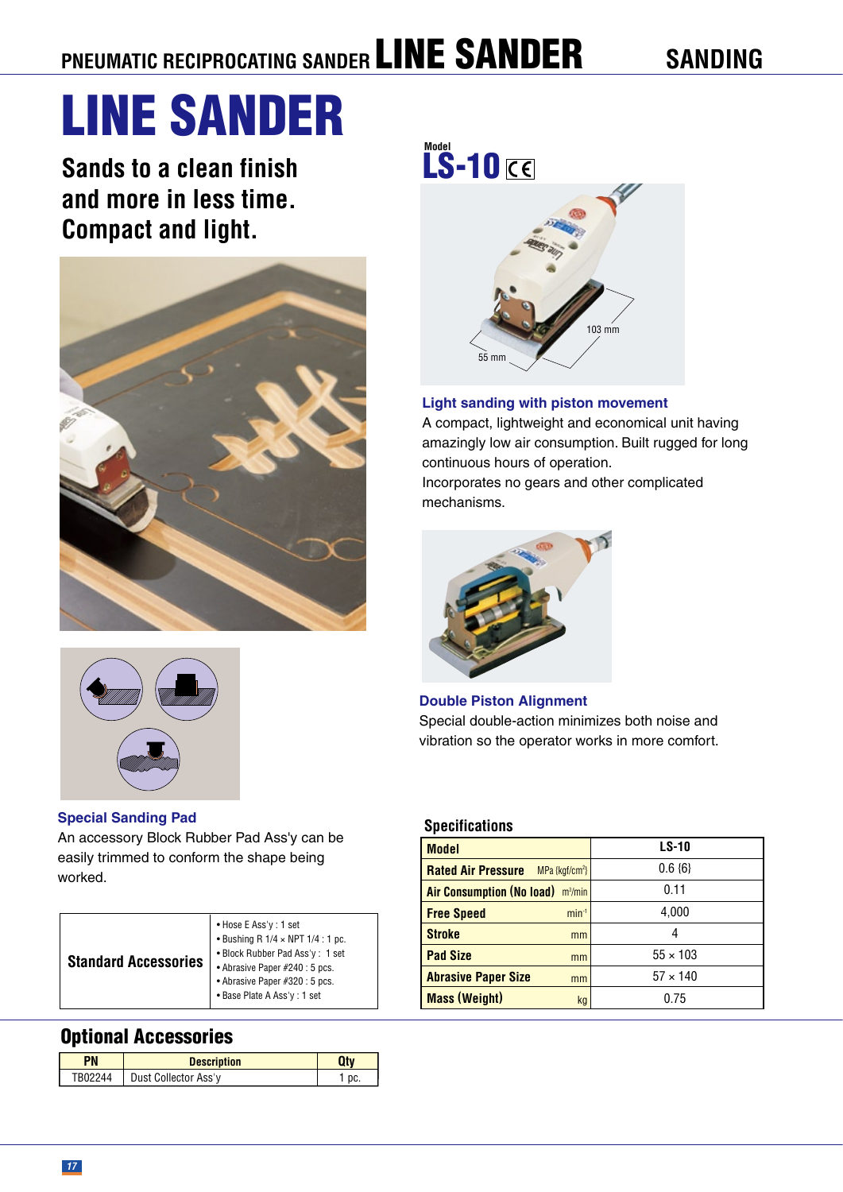PNEUMATIC RECIPROCATING SANDER **LINE SANDER** — SANDING

# LINE SANDER

## Sands to a clean finish and more in less time. Compact and light.

Model

## LS-10

103 mm

55 mm

### Light sanding with piston movement

A compact, lightweight and economical unit having amazingly low air consumption. Built rugged for long continuous hours of operation.
Incorporates no gears and other complicated mechanisms.

### Double Piston Alignment

Special double-action minimizes both noise and vibration so the operator works in more comfort.

### Special Sanding Pad

An accessory Block Rubber Pad Ass'y can be easily trimmed to conform the shape being worked.

| | |
|---|---|
| **Standard Accessories** | • Hose E Ass'y : 1 set<br>• Bushing R 1/4 × NPT 1/4 : 1 pc.<br>• Block Rubber Pad Ass'y : 1 set<br>• Abrasive Paper #240 : 5 pcs.<br>• Abrasive Paper #320 : 5 pcs.<br>• Base Plate A Ass'y : 1 set |

## Specifications

| Model | LS-10 |
|---|---|
| Rated Air Pressure MPa {kgf/cm²} | 0.6 {6} |
| Air Consumption (No load) m³/min | 0.11 |
| Free Speed min⁻¹ | 4,000 |
| Stroke mm | 4 |
| Pad Size mm | 55 × 103 |
| Abrasive Paper Size mm | 57 × 140 |
| Mass (Weight) kg | 0.75 |

## Optional Accessories

| PN | Description | Qty |
|---|---|---|
| TB02244 | Dust Collector Ass'y | 1 pc. |